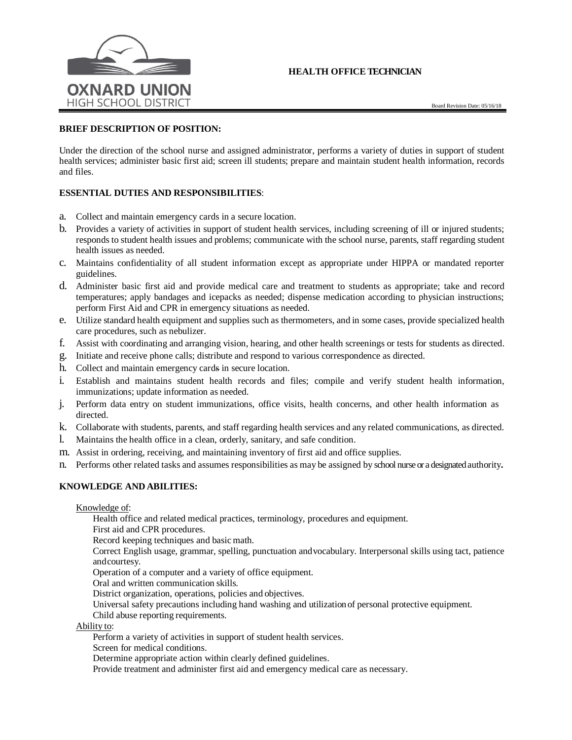OXNARD UNION
HIGH SCHOOL DISTRICT

# HEALTH OFFICE TECHNICIAN

Board Revision Date: 05/16/18

**BRIEF DESCRIPTION OF POSITION:**

Under the direction of the school nurse and assigned administrator, performs a variety of duties in support of student health services; administer basic first aid; screen ill students; prepare and maintain student health information, records and files.

**ESSENTIAL DUTIES AND RESPONSIBILITIES**:

a. Collect and maintain emergency cards in a secure location.
b. Provides a variety of activities in support of student health services, including screening of ill or injured students; responds to student health issues and problems; communicate with the school nurse, parents, staff regarding student health issues as needed.
c. Maintains confidentiality of all student information except as appropriate under HIPPA or mandated reporter guidelines.
d. Administer basic first aid and provide medical care and treatment to students as appropriate; take and record temperatures; apply bandages and icepacks as needed; dispense medication according to physician instructions; perform First Aid and CPR in emergency situations as needed.
e. Utilize standard health equipment and supplies such as thermometers, and in some cases, provide specialized health care procedures, such as nebulizer.
f. Assist with coordinating and arranging vision, hearing, and other health screenings or tests for students as directed.
g. Initiate and receive phone calls; distribute and respond to various correspondence as directed.
h. Collect and maintain emergency cards in secure location.
i. Establish and maintains student health records and files; compile and verify student health information, immunizations; update information as needed.
j. Perform data entry on student immunizations, office visits, health concerns, and other health information as directed.
k. Collaborate with students, parents, and staff regarding health services and any related communications, as directed.
l. Maintains the health office in a clean, orderly, sanitary, and safe condition.
m. Assist in ordering, receiving, and maintaining inventory of first aid and office supplies.
n. Performs other related tasks and assumes responsibilities as may be assigned by school nurse or a designated authority**.**

**KNOWLEDGE AND ABILITIES:**

Knowledge of:

Health office and related medical practices, terminology, procedures and equipment.
First aid and CPR procedures.
Record keeping techniques and basic math.
Correct English usage, grammar, spelling, punctuation and vocabulary. Interpersonal skills using tact, patience and courtesy.
Operation of a computer and a variety of office equipment.
Oral and written communication skills.
District organization, operations, policies and objectives.
Universal safety precautions including hand washing and utilization of personal protective equipment.
Child abuse reporting requirements.

Ability to:

Perform a variety of activities in support of student health services.
Screen for medical conditions.
Determine appropriate action within clearly defined guidelines.
Provide treatment and administer first aid and emergency medical care as necessary.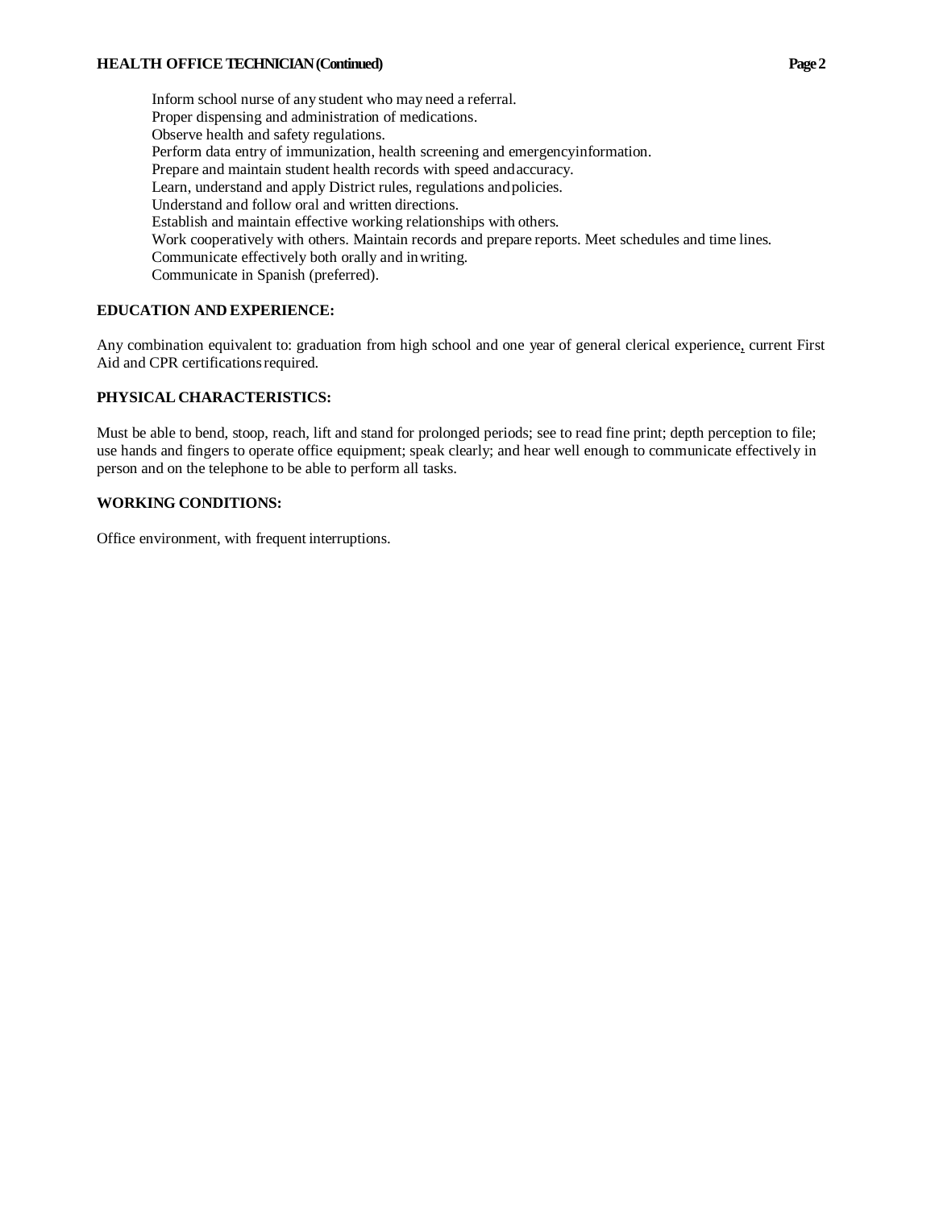Inform school nurse of any student who may need a referral.
Proper dispensing and administration of medications.
Observe health and safety regulations.
Perform data entry of immunization, health screening and emergency information.
Prepare and maintain student health records with speed and accuracy.
Learn, understand and apply District rules, regulations and policies.
Understand and follow oral and written directions.
Establish and maintain effective working relationships with others.
Work cooperatively with others. Maintain records and prepare reports. Meet schedules and time lines.
Communicate effectively both orally and in writing.
Communicate in Spanish (preferred).

**EDUCATION AND EXPERIENCE:**

Any combination equivalent to: graduation from high school and one year of general clerical experience, current First Aid and CPR certifications required.

**PHYSICAL CHARACTERISTICS:**

Must be able to bend, stoop, reach, lift and stand for prolonged periods; see to read fine print; depth perception to file; use hands and fingers to operate office equipment; speak clearly; and hear well enough to communicate effectively in person and on the telephone to be able to perform all tasks.

**WORKING CONDITIONS:**

Office environment, with frequent interruptions.